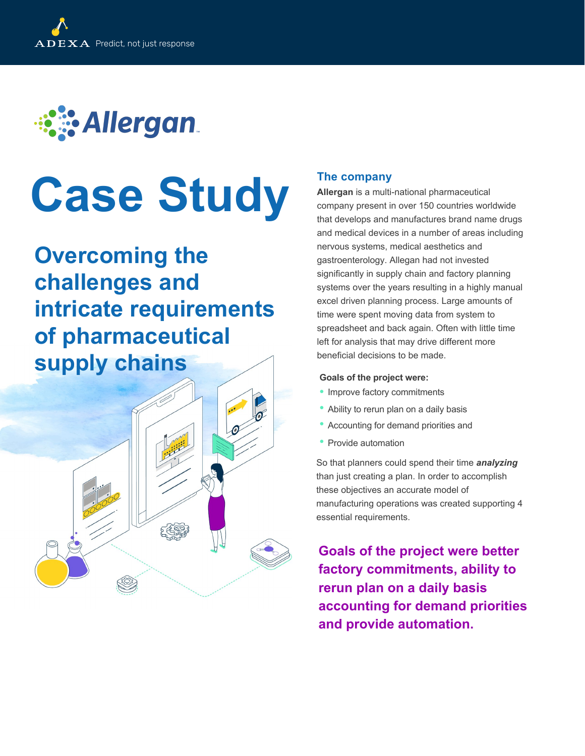ADEXA Predict, not just response

Allergan

# Case Study

## Overcoming the challenges and intricate requirements of pharmaceutical supply chains

### The company

**Allergan** is a multi-national pharmaceutical company present in over 150 countries worldwide that develops and manufactures brand name drugs and medical devices in a number of areas including nervous systems, medical aesthetics and gastroenterology. Allegan had not invested significantly in supply chain and factory planning systems over the years resulting in a highly manual excel driven planning process. Large amounts of time were spent moving data from system to spreadsheet and back again. Often with little time left for analysis that may drive different more beneficial decisions to be made.

**Goals of the project were:**

- Improve factory commitments
- Ability to rerun plan on a daily basis
- Accounting for demand priorities and
- Provide automation

So that planners could spend their time ***analyzing*** than just creating a plan. In order to accomplish these objectives an accurate model of manufacturing operations was created supporting 4 essential requirements.

**Goals of the project were better factory commitments, ability to rerun plan on a daily basis accounting for demand priorities and provide automation.**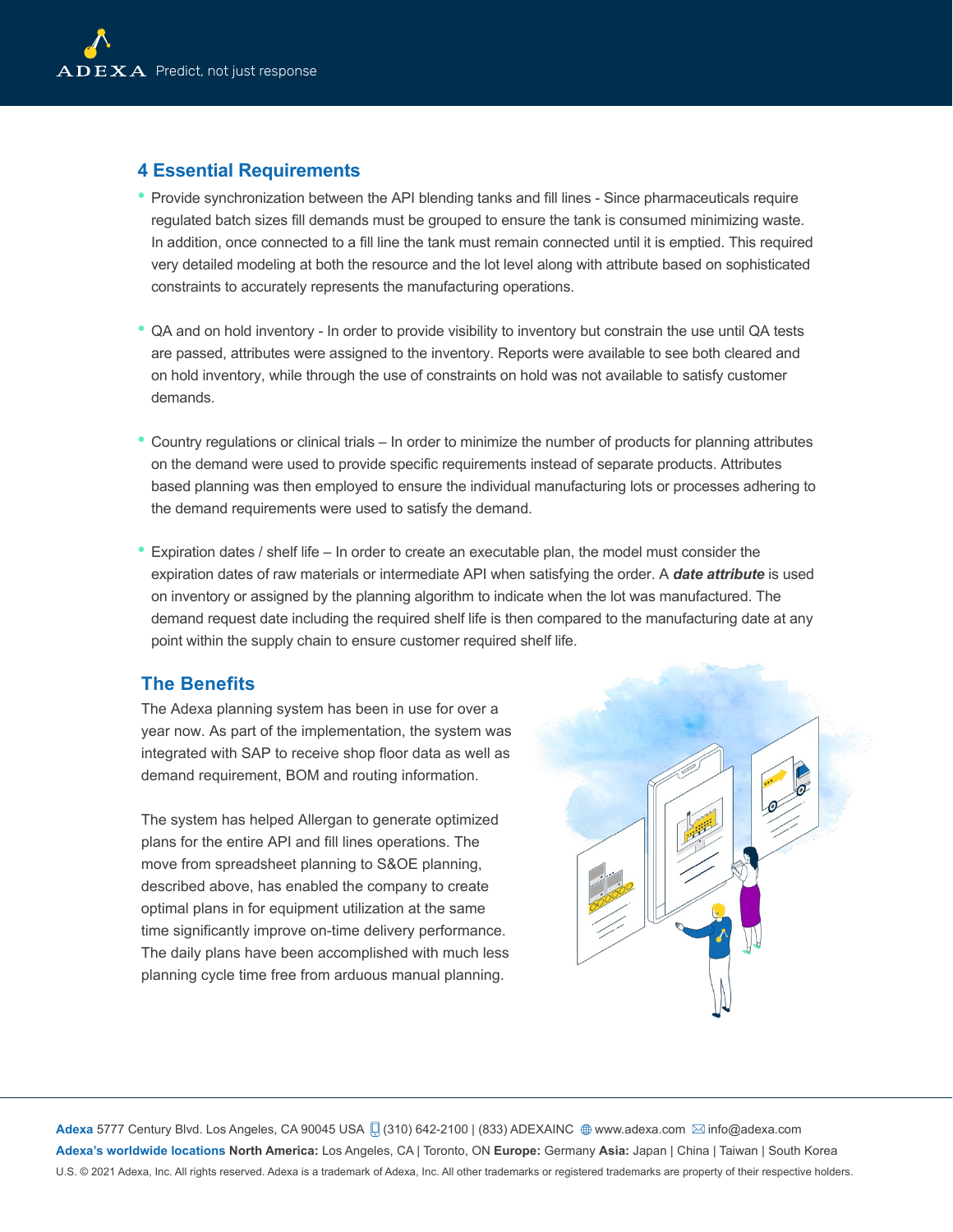## 4 Essential Requirements

- Provide synchronization between the API blending tanks and fill lines - Since pharmaceuticals require regulated batch sizes fill demands must be grouped to ensure the tank is consumed minimizing waste. In addition, once connected to a fill line the tank must remain connected until it is emptied. This required very detailed modeling at both the resource and the lot level along with attribute based on sophisticated constraints to accurately represents the manufacturing operations.

- QA and on hold inventory - In order to provide visibility to inventory but constrain the use until QA tests are passed, attributes were assigned to the inventory. Reports were available to see both cleared and on hold inventory, while through the use of constraints on hold was not available to satisfy customer demands.

- Country regulations or clinical trials – In order to minimize the number of products for planning attributes on the demand were used to provide specific requirements instead of separate products. Attributes based planning was then employed to ensure the individual manufacturing lots or processes adhering to the demand requirements were used to satisfy the demand.

- Expiration dates / shelf life – In order to create an executable plan, the model must consider the expiration dates of raw materials or intermediate API when satisfying the order. A ***date attribute*** is used on inventory or assigned by the planning algorithm to indicate when the lot was manufactured. The demand request date including the required shelf life is then compared to the manufacturing date at any point within the supply chain to ensure customer required shelf life.

## The Benefits

The Adexa planning system has been in use for over a year now. As part of the implementation, the system was integrated with SAP to receive shop floor data as well as demand requirement, BOM and routing information.

The system has helped Allergan to generate optimized plans for the entire API and fill lines operations. The move from spreadsheet planning to S&OE planning, described above, has enabled the company to create optimal plans in for equipment utilization at the same time significantly improve on-time delivery performance. The daily plans have been accomplished with much less planning cycle time free from arduous manual planning.

**Adexa** 5777 Century Blvd. Los Angeles, CA 90045 USA (310) 642-2100 | (833) ADEXAINC www.adexa.com info@adexa.com

**Adexa's worldwide locations** **North America:** Los Angeles, CA | Toronto, ON **Europe:** Germany **Asia:** Japan | China | Taiwan | South Korea

U.S. © 2021 Adexa, Inc. All rights reserved. Adexa is a trademark of Adexa, Inc. All other trademarks or registered trademarks are property of their respective holders.